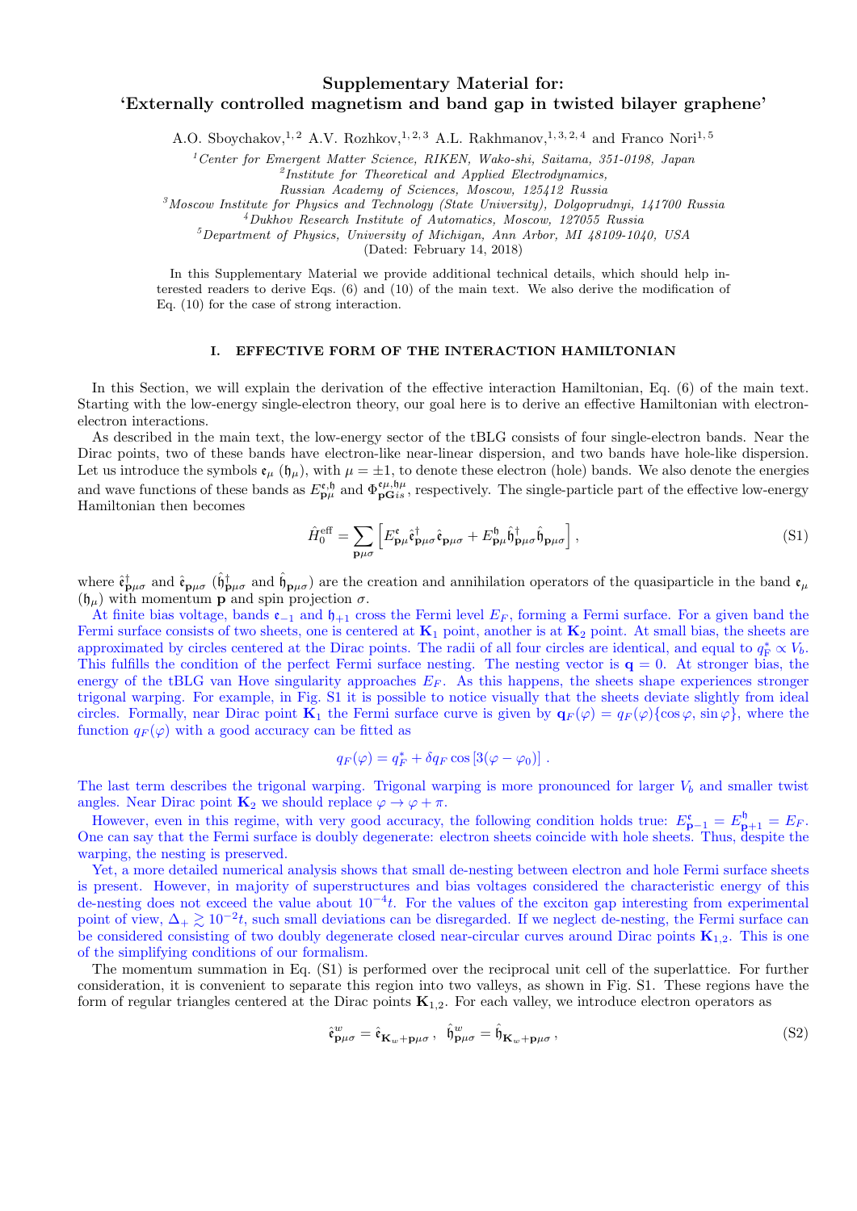# Supplementary Material for: 'Externally controlled magnetism and band gap in twisted bilayer graphene'

A.O. Sboychakov,[1,2] A.V. Rozhkov,[1,2,3] A.L. Rakhmanov,[1,3,2,4] and Franco Nori[1,5]

[1]*Center for Emergent Matter Science, RIKEN, Wako-shi, Saitama, 351-0198, Japan*
[2]*Institute for Theoretical and Applied Electrodynamics, Russian Academy of Sciences, Moscow, 125412 Russia*
[3]*Moscow Institute for Physics and Technology (State University), Dolgoprudnyi, 141700 Russia*
[4]*Dukhov Research Institute of Automatics, Moscow, 127055 Russia*
[5]*Department of Physics, University of Michigan, Ann Arbor, MI 48109-1040, USA*

(Dated: February 14, 2018)

In this Supplementary Material we provide additional technical details, which should help interested readers to derive Eqs. (6) and (10) of the main text. We also derive the modification of Eq. (10) for the case of strong interaction.

## I. EFFECTIVE FORM OF THE INTERACTION HAMILTONIAN

In this Section, we will explain the derivation of the effective interaction Hamiltonian, Eq. (6) of the main text. Starting with the low-energy single-electron theory, our goal here is to derive an effective Hamiltonian with electron-electron interactions.

As described in the main text, the low-energy sector of the tBLG consists of four single-electron bands. Near the Dirac points, two of these bands have electron-like near-linear dispersion, and two bands have hole-like dispersion. Let us introduce the symbols $\mathfrak{e}_\mu$ ($\mathfrak{h}_\mu$), with $\mu = \pm 1$, to denote these electron (hole) bands. We also denote the energies and wave functions of these bands as $E^{\mathfrak{e},\mathfrak{h}}_{\mathbf{p}\mu}$ and $\Phi^{\mathfrak{e}\mu,\mathfrak{h}\mu}_{\mathbf{pG}is}$, respectively. The single-particle part of the effective low-energy Hamiltonian then becomes

$$\hat{H}^{\rm eff}_0 = \sum_{\mathbf{p}\mu\sigma}\left[E^{\mathfrak{e}}_{\mathbf{p}\mu}\hat{\mathfrak{e}}^\dagger_{\mathbf{p}\mu\sigma}\hat{\mathfrak{e}}_{\mathbf{p}\mu\sigma} + E^{\mathfrak{h}}_{\mathbf{p}\mu}\hat{\mathfrak{h}}^\dagger_{\mathbf{p}\mu\sigma}\hat{\mathfrak{h}}_{\mathbf{p}\mu\sigma}\right], \tag{S1}$$

where $\hat{\mathfrak{e}}^\dagger_{\mathbf{p}\mu\sigma}$ and $\hat{\mathfrak{e}}_{\mathbf{p}\mu\sigma}$ ($\hat{\mathfrak{h}}^\dagger_{\mathbf{p}\mu\sigma}$ and $\hat{\mathfrak{h}}_{\mathbf{p}\mu\sigma}$) are the creation and annihilation operators of the quasiparticle in the band $\mathfrak{e}_\mu$ ($\mathfrak{h}_\mu$) with momentum $\mathbf{p}$ and spin projection $\sigma$.

At finite bias voltage, bands $\mathfrak{e}_{-1}$ and $\mathfrak{h}_{+1}$ cross the Fermi level $E_F$, forming a Fermi surface. For a given band the Fermi surface consists of two sheets, one is centered at $\mathbf{K}_1$ point, another is at $\mathbf{K}_2$ point. At small bias, the sheets are approximated by circles centered at the Dirac points. The radii of all four circles are identical, and equal to $q^*_F \propto V_b$. This fulfills the condition of the perfect Fermi surface nesting. The nesting vector is $\mathbf{q} = 0$. At stronger bias, the energy of the tBLG van Hove singularity approaches $E_F$. As this happens, the sheets shape experiences stronger trigonal warping. For example, in Fig. S1 it is possible to notice visually that the sheets deviate slightly from ideal circles. Formally, near Dirac point $\mathbf{K}_1$ the Fermi surface curve is given by $\mathbf{q}_F(\varphi) = q_F(\varphi)\{\cos\varphi, \sin\varphi\}$, where the function $q_F(\varphi)$ with a good accuracy can be fitted as

$$q_F(\varphi) = q^*_F + \delta q_F \cos\left[3(\varphi - \varphi_0)\right].$$

The last term describes the trigonal warping. Trigonal warping is more pronounced for larger $V_b$ and smaller twist angles. Near Dirac point $\mathbf{K}_2$ we should replace $\varphi \to \varphi + \pi$.

However, even in this regime, with very good accuracy, the following condition holds true: $E^{\mathfrak{e}}_{\mathbf{p}-1} = E^{\mathfrak{h}}_{\mathbf{p}+1} = E_F$. One can say that the Fermi surface is doubly degenerate: electron sheets coincide with hole sheets. Thus, despite the warping, the nesting is preserved.

Yet, a more detailed numerical analysis shows that small de-nesting between electron and hole Fermi surface sheets is present. However, in majority of superstructures and bias voltages considered the characteristic energy of this de-nesting does not exceed the value about $10^{-4}t$. For the values of the exciton gap interesting from experimental point of view, $\Delta_+ \gtrsim 10^{-2}t$, such small deviations can be disregarded. If we neglect de-nesting, the Fermi surface can be considered consisting of two doubly degenerate closed near-circular curves around Dirac points $\mathbf{K}_{1,2}$. This is one of the simplifying conditions of our formalism.

The momentum summation in Eq. (S1) is performed over the reciprocal unit cell of the superlattice. For further consideration, it is convenient to separate this region into two valleys, as shown in Fig. S1. These regions have the form of regular triangles centered at the Dirac points $\mathbf{K}_{1,2}$. For each valley, we introduce electron operators as

$$\hat{\mathfrak{e}}^w_{\mathbf{p}\mu\sigma} = \hat{\mathfrak{e}}_{\mathbf{K}_w+\mathbf{p}\mu\sigma}, \quad \hat{\mathfrak{h}}^w_{\mathbf{p}\mu\sigma} = \hat{\mathfrak{h}}_{\mathbf{K}_w+\mathbf{p}\mu\sigma}, \tag{S2}$$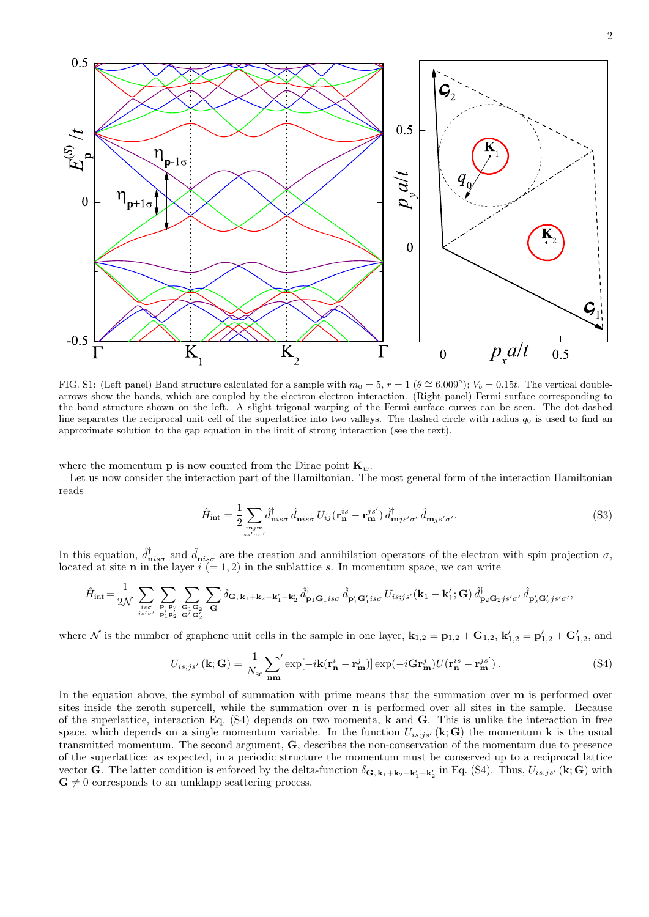FIG. S1: (Left panel) Band structure calculated for a sample with $m_0 = 5$, $r = 1$ ($\theta \cong 6.009^\circ$); $V_b = 0.15t$. The vertical double-arrows show the bands, which are coupled by the electron-electron interaction. (Right panel) Fermi surface corresponding to the band structure shown on the left. A slight trigonal warping of the Fermi surface curves can be seen. The dot-dashed line separates the reciprocal unit cell of the superlattice into two valleys. The dashed circle with radius $q_0$ is used to find an approximate solution to the gap equation in the limit of strong interaction (see the text).

where the momentum $\mathbf{p}$ is now counted from the Dirac point $\mathbf{K}_w$.

Let us now consider the interaction part of the Hamiltonian. The most general form of the interaction Hamiltonian reads

$$\hat{H}_{\text{int}} = \frac{1}{2} \sum_{\substack{\mathbf{i}\mathbf{n}j\mathbf{m} \\ ss'\sigma\sigma'}} \hat{d}^{\dagger}_{\mathbf{n}is\sigma}\, \hat{d}_{\mathbf{n}is\sigma}\, U_{ij}(\mathbf{r}^{is}_{\mathbf{n}} - \mathbf{r}^{js'}_{\mathbf{m}})\, \hat{d}^{\dagger}_{\mathbf{m}js'\sigma'}\, \hat{d}_{\mathbf{m}js'\sigma'}. \tag{S3}$$

In this equation, $\hat{d}^{\dagger}_{\mathbf{n}is\sigma}$ and $\hat{d}_{\mathbf{n}is\sigma}$ are the creation and annihilation operators of the electron with spin projection $\sigma$, located at site $\mathbf{n}$ in the layer $i$ $(= 1, 2)$ in the sublattice $s$. In momentum space, we can write

$$\hat{H}_{\text{int}} = \frac{1}{2\mathcal{N}} \sum_{\substack{is\sigma \\ js'\sigma'}} \sum_{\substack{\mathbf{p}_1\mathbf{p}_2 \\ \mathbf{p}'_1\mathbf{p}'_2}} \sum_{\substack{\mathbf{G}_1\mathbf{G}_2 \\ \mathbf{G}'_1\mathbf{G}'_2}} \sum_{\mathbf{G}} \delta_{\mathbf{G},\,\mathbf{k}_1+\mathbf{k}_2-\mathbf{k}'_1-\mathbf{k}'_2}\, \hat{d}^{\dagger}_{\mathbf{p}_1\mathbf{G}_1is\sigma}\, \hat{d}_{\mathbf{p}'_1\mathbf{G}'_1is\sigma}\, U_{is;js'}(\mathbf{k}_1 - \mathbf{k}'_1; \mathbf{G})\, \hat{d}^{\dagger}_{\mathbf{p}_2\mathbf{G}_2js'\sigma'}\, \hat{d}_{\mathbf{p}'_2\mathbf{G}'_2js'\sigma'},$$

where $\mathcal{N}$ is the number of graphene unit cells in the sample in one layer, $\mathbf{k}_{1,2} = \mathbf{p}_{1,2} + \mathbf{G}_{1,2}$, $\mathbf{k}'_{1,2} = \mathbf{p}'_{1,2} + \mathbf{G}'_{1,2}$, and

$$U_{is;js'}(\mathbf{k};\mathbf{G}) = \frac{1}{N_{\text{sc}}} {\sum_{\mathbf{n}\mathbf{m}}}' \exp[-i\mathbf{k}(\mathbf{r}^{i}_{\mathbf{n}} - \mathbf{r}^{j}_{\mathbf{m}})] \exp(-i\mathbf{G}\mathbf{r}^{j}_{\mathbf{m}}) U(\mathbf{r}^{is}_{\mathbf{n}} - \mathbf{r}^{js'}_{\mathbf{m}}). \tag{S4}$$

In the equation above, the symbol of summation with prime means that the summation over $\mathbf{m}$ is performed over sites inside the zeroth supercell, while the summation over $\mathbf{n}$ is performed over all sites in the sample. Because of the superlattice, interaction Eq. (S4) depends on two momenta, $\mathbf{k}$ and $\mathbf{G}$. This is unlike the interaction in free space, which depends on a single momentum variable. In the function $U_{is;js'}(\mathbf{k};\mathbf{G})$ the momentum $\mathbf{k}$ is the usual transmitted momentum. The second argument, $\mathbf{G}$, describes the non-conservation of the momentum due to presence of the superlattice: as expected, in a periodic structure the momentum must be conserved up to a reciprocal lattice vector $\mathbf{G}$. The latter condition is enforced by the delta-function $\delta_{\mathbf{G},\,\mathbf{k}_1+\mathbf{k}_2-\mathbf{k}'_1-\mathbf{k}'_2}$ in Eq. (S4). Thus, $U_{is;js'}(\mathbf{k};\mathbf{G})$ with $\mathbf{G} \neq 0$ corresponds to an umklapp scattering process.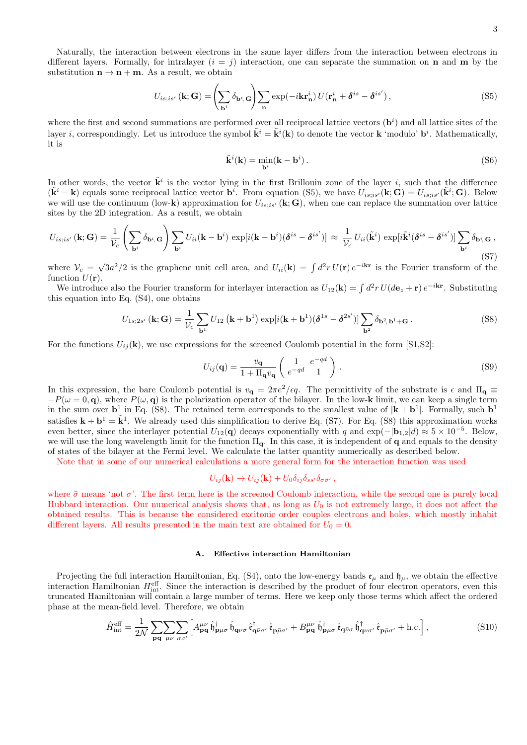Naturally, the interaction between electrons in the same layer differs from the interaction between electrons in different layers. Formally, for intralayer ($i = j$) interaction, one can separate the summation on $\mathbf{n}$ and $\mathbf{m}$ by the substitution $\mathbf{n} \to \mathbf{n} + \mathbf{m}$. As a result, we obtain

$$U_{is;is'}(\mathbf{k};\mathbf{G}) = \left(\sum_{\mathbf{b}^i} \delta_{\mathbf{b}^i,\mathbf{G}}\right) \sum_{\mathbf{n}} \exp(-i\mathbf{k}\mathbf{r}^i_{\mathbf{n}})\, U(\mathbf{r}^i_{\mathbf{n}} + \boldsymbol{\delta}^{is} - \boldsymbol{\delta}^{is'})\,, \tag{S5}$$

where the first and second summations are performed over all reciprocal lattice vectors ($\mathbf{b}^i$) and all lattice sites of the layer $i$, correspondingly. Let us introduce the symbol $\tilde{\mathbf{k}}^i = \tilde{\mathbf{k}}^i(\mathbf{k})$ to denote the vector $\mathbf{k}$ 'modulo' $\mathbf{b}^i$. Mathematically, it is

$$\tilde{\mathbf{k}}^i(\mathbf{k}) = \min_{\mathbf{b}^i}(\mathbf{k} - \mathbf{b}^i)\,. \tag{S6}$$

In other words, the vector $\tilde{\mathbf{k}}^i$ is the vector lying in the first Brillouin zone of the layer $i$, such that the difference $(\tilde{\mathbf{k}}^i - \mathbf{k})$ equals some reciprocal lattice vector $\mathbf{b}^i$. From equation (S5), we have $U_{is;is'}(\mathbf{k};\mathbf{G}) = U_{is;is'}(\tilde{\mathbf{k}}^i;\mathbf{G})$. Below we will use the continuum (low-$\mathbf{k}$) approximation for $U_{is;is'}(\mathbf{k};\mathbf{G})$, when one can replace the summation over lattice sites by the 2D integration. As a result, we obtain

$$U_{is;is'}(\mathbf{k};\mathbf{G}) = \frac{1}{\mathcal{V}_c}\left(\sum_{\mathbf{b}^i} \delta_{\mathbf{b}^i,\mathbf{G}}\right) \sum_{\mathbf{b}^i} U_{ii}(\mathbf{k} - \mathbf{b}^i)\, \exp[i(\mathbf{k} - \mathbf{b}^i)(\boldsymbol{\delta}^{is} - \boldsymbol{\delta}^{is'})] \approx \frac{1}{\mathcal{V}_c}\, U_{ii}(\tilde{\mathbf{k}}^i)\, \exp[i\tilde{\mathbf{k}}^i(\boldsymbol{\delta}^{is} - \boldsymbol{\delta}^{is'})] \sum_{\mathbf{b}^i} \delta_{\mathbf{b}^i,\mathbf{G}}\,, \tag{S7}$$

where $\mathcal{V}_c = \sqrt{3}a^2/2$ is the graphene unit cell area, and $U_{ii}(\mathbf{k}) = \int d^2r\, U(\mathbf{r})\, e^{-i\mathbf{k}\mathbf{r}}$ is the Fourier transform of the function $U(\mathbf{r})$.

We introduce also the Fourier transform for interlayer interaction as $U_{12}(\mathbf{k}) = \int d^2r\, U(d\mathbf{e}_z + \mathbf{r})\, e^{-i\mathbf{k}\mathbf{r}}$. Substituting this equation into Eq. (S4), one obtains

$$U_{1s;2s'}(\mathbf{k};\mathbf{G}) = \frac{1}{\mathcal{V}_c} \sum_{\mathbf{b}^1} U_{12}\left(\mathbf{k} + \mathbf{b}^1\right) \exp[i(\mathbf{k} + \mathbf{b}^1)(\boldsymbol{\delta}^{1s} - \boldsymbol{\delta}^{2s'})] \sum_{\mathbf{b}^2} \delta_{\mathbf{b}^2,\,\mathbf{b}^1 + \mathbf{G}}\,. \tag{S8}$$

For the functions $U_{ij}(\mathbf{k})$, we use expressions for the screened Coulomb potential in the form [S1,S2]:

$$U_{ij}(\mathbf{q}) = \frac{v_{\mathbf{q}}}{1 + \Pi_{\mathbf{q}} v_{\mathbf{q}}} \begin{pmatrix} 1 & e^{-qd} \\ e^{-qd} & 1 \end{pmatrix}. \tag{S9}$$

In this expression, the bare Coulomb potential is $v_{\mathbf{q}} = 2\pi e^2/\epsilon q$. The permittivity of the substrate is $\epsilon$ and $\Pi_{\mathbf{q}} \equiv -P(\omega = 0, \mathbf{q})$, where $P(\omega, \mathbf{q})$ is the polarization operator of the bilayer. In the low-$\mathbf{k}$ limit, we can keep a single term in the sum over $\mathbf{b}^1$ in Eq. (S8). The retained term corresponds to the smallest value of $|\mathbf{k} + \mathbf{b}^1|$. Formally, such $\mathbf{b}^1$ satisfies $\mathbf{k} + \mathbf{b}^1 = \tilde{\mathbf{k}}^1$. We already used this simplification to derive Eq. (S7). For Eq. (S8) this approximation works even better, since the interlayer potential $U_{12}(\mathbf{q})$ decays exponentially with $q$ and $\exp(-|\mathbf{b}_{1,2}|d) \approx 5 \times 10^{-5}$. Below, we will use the long wavelength limit for the function $\Pi_{\mathbf{q}}$. In this case, it is independent of $\mathbf{q}$ and equals to the density of states of the bilayer at the Fermi level. We calculate the latter quantity numerically as described below.

Note that in some of our numerical calculations a more general form for the interaction function was used

$$U_{ij}(\mathbf{k}) \to U_{ij}(\mathbf{k}) + U_0 \delta_{ij} \delta_{ss'} \delta_{\sigma\bar{\sigma}'}\,,$$

where $\bar{\sigma}$ means 'not $\sigma$'. The first term here is the screened Coulomb interaction, while the second one is purely local Hubbard interaction. Our numerical analysis shows that, as long as $U_0$ is not extremely large, it does not affect the obtained results. This is because the considered excitonic order couples electrons and holes, which mostly inhabit different layers. All results presented in the main text are obtained for $U_0 = 0$.

### A. Effective interaction Hamiltonian

Projecting the full interaction Hamiltonian, Eq. (S4), onto the low-energy bands $\mathfrak{e}_\mu$ and $\mathfrak{h}_\mu$, we obtain the effective interaction Hamiltonian $H^{\text{eff}}_{\text{int}}$. Since the interaction is described by the product of four electron operators, even this truncated Hamiltonian will contain a large number of terms. Here we keep only those terms which affect the ordered phase at the mean-field level. Therefore, we obtain

$$\hat{H}^{\text{eff}}_{\text{int}} = \frac{1}{2\mathcal{N}} \sum_{\mathbf{pq}} \sum_{\mu\nu} \sum_{\sigma\sigma'} \Big[ A^{\mu\nu}_{\mathbf{pq}}\, \hat{\mathfrak{h}}^\dagger_{\mathbf{p}\mu\sigma}\, \hat{\mathfrak{h}}_{\mathbf{q}\nu\sigma}\, \hat{\mathfrak{e}}^\dagger_{\mathbf{q}\bar{\nu}\sigma'}\, \hat{\mathfrak{e}}_{\mathbf{p}\bar{\mu}\sigma'} + B^{\mu\nu}_{\mathbf{pq}}\, \hat{\mathfrak{h}}^\dagger_{\mathbf{p}\mu\sigma}\, \hat{\mathfrak{e}}_{\mathbf{q}\bar{\nu}\sigma}\, \hat{\mathfrak{h}}^\dagger_{\mathbf{q}\nu\sigma'}\, \hat{\mathfrak{e}}_{\mathbf{p}\bar{\mu}\sigma'} + \text{h.c.} \Big]\,, \tag{S10}$$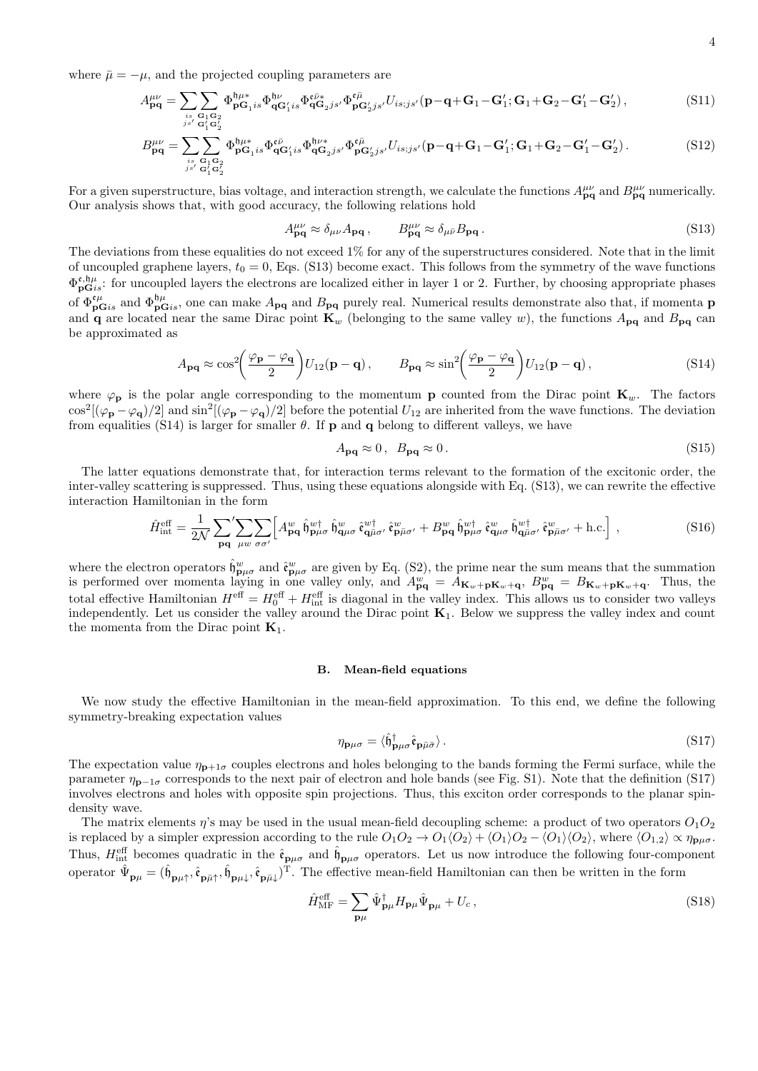where $\bar{\mu} = -\mu$, and the projected coupling parameters are

$$A^{\mu\nu}_{\mathbf{pq}} = \sum_{\substack{is\\ js'}} \sum_{\substack{\mathbf{G}_1\mathbf{G}_2\\ \mathbf{G}'_1\mathbf{G}'_2}} \Phi^{\mathfrak{h}\mu *}_{\mathbf{pG}_1 is} \Phi^{\mathfrak{h}\nu}_{\mathbf{qG}'_1 is} \Phi^{\mathfrak{e}\bar{\nu} *}_{\mathbf{qG}_2 js'} \Phi^{\mathfrak{e}\bar{\mu}}_{\mathbf{pG}'_2 js'} U_{is;js'}(\mathbf{p}-\mathbf{q}+\mathbf{G}_1-\mathbf{G}'_1; \mathbf{G}_1+\mathbf{G}_2-\mathbf{G}'_1-\mathbf{G}'_2)\,, \tag{S11}$$

$$B^{\mu\nu}_{\mathbf{pq}} = \sum_{\substack{is\\ js'}} \sum_{\substack{\mathbf{G}_1\mathbf{G}_2\\ \mathbf{G}'_1\mathbf{G}'_2}} \Phi^{\mathfrak{h}\mu *}_{\mathbf{pG}_1 is} \Phi^{\mathfrak{e}\bar{\nu}}_{\mathbf{qG}'_1 is} \Phi^{\mathfrak{h}\nu *}_{\mathbf{qG}_2 js'} \Phi^{\mathfrak{e}\bar{\mu}}_{\mathbf{pG}'_2 js'} U_{is;js'}(\mathbf{p}-\mathbf{q}+\mathbf{G}_1-\mathbf{G}'_1; \mathbf{G}_1+\mathbf{G}_2-\mathbf{G}'_1-\mathbf{G}'_2)\,. \tag{S12}$$

For a given superstructure, bias voltage, and interaction strength, we calculate the functions $A^{\mu\nu}_{\mathbf{pq}}$ and $B^{\mu\nu}_{\mathbf{pq}}$ numerically. Our analysis shows that, with good accuracy, the following relations hold

$$A^{\mu\nu}_{\mathbf{pq}} \approx \delta_{\mu\nu} A_{\mathbf{pq}}\,, \qquad B^{\mu\nu}_{\mathbf{pq}} \approx \delta_{\mu\bar{\nu}} B_{\mathbf{pq}}\,. \tag{S13}$$

The deviations from these equalities do not exceed 1% for any of the superstructures considered. Note that in the limit of uncoupled graphene layers, $t_0 = 0$, Eqs. (S13) become exact. This follows from the symmetry of the wave functions $\Phi^{\mathfrak{e},\mathfrak{h}\mu}_{\mathbf{pG}is}$: for uncoupled layers the electrons are localized either in layer 1 or 2. Further, by choosing appropriate phases of $\Phi^{\mathfrak{e}\mu}_{\mathbf{pG}is}$ and $\Phi^{\mathfrak{h}\mu}_{\mathbf{pG}is}$, one can make $A_{\mathbf{pq}}$ and $B_{\mathbf{pq}}$ purely real. Numerical results demonstrate also that, if momenta $\mathbf{p}$ and $\mathbf{q}$ are located near the same Dirac point $\mathbf{K}_w$ (belonging to the same valley $w$), the functions $A_{\mathbf{pq}}$ and $B_{\mathbf{pq}}$ can be approximated as

$$A_{\mathbf{pq}} \approx \cos^2\!\left(\frac{\varphi_{\mathbf{p}}-\varphi_{\mathbf{q}}}{2}\right) U_{12}(\mathbf{p}-\mathbf{q})\,, \qquad B_{\mathbf{pq}} \approx \sin^2\!\left(\frac{\varphi_{\mathbf{p}}-\varphi_{\mathbf{q}}}{2}\right) U_{12}(\mathbf{p}-\mathbf{q})\,, \tag{S14}$$

where $\varphi_{\mathbf{p}}$ is the polar angle corresponding to the momentum $\mathbf{p}$ counted from the Dirac point $\mathbf{K}_w$. The factors $\cos^2[(\varphi_{\mathbf{p}}-\varphi_{\mathbf{q}})/2]$ and $\sin^2[(\varphi_{\mathbf{p}}-\varphi_{\mathbf{q}})/2]$ before the potential $U_{12}$ are inherited from the wave functions. The deviation from equalities (S14) is larger for smaller $\theta$. If $\mathbf{p}$ and $\mathbf{q}$ belong to different valleys, we have

$$A_{\mathbf{pq}} \approx 0\,, \;\; B_{\mathbf{pq}} \approx 0\,. \tag{S15}$$

The latter equations demonstrate that, for interaction terms relevant to the formation of the excitonic order, the inter-valley scattering is suppressed. Thus, using these equations alongside with Eq. (S13), we can rewrite the effective interaction Hamiltonian in the form

$$\hat{H}^{\rm eff}_{\rm int} = \frac{1}{2\mathcal{N}} {\sum_{\mathbf{pq}}}' \sum_{\mu w} \sum_{\sigma\sigma'} \Big[ A^w_{\mathbf{pq}}\, \hat{\mathfrak{h}}^{w\dagger}_{\mathbf{p}\mu\sigma}\, \hat{\mathfrak{h}}^{w}_{\mathbf{q}\mu\sigma}\, \hat{\mathfrak{e}}^{w\dagger}_{\mathbf{q}\bar{\mu}\sigma'}\, \hat{\mathfrak{e}}^{w}_{\mathbf{p}\bar{\mu}\sigma'} + B^w_{\mathbf{pq}}\, \hat{\mathfrak{h}}^{w\dagger}_{\mathbf{p}\mu\sigma}\, \hat{\mathfrak{e}}^{w}_{\mathbf{q}\mu\sigma}\, \hat{\mathfrak{h}}^{w\dagger}_{\mathbf{q}\bar{\mu}\sigma'}\, \hat{\mathfrak{e}}^{w}_{\mathbf{p}\bar{\mu}\sigma'} + \text{h.c.} \Big]\,, \tag{S16}$$

where the electron operators $\hat{\mathfrak{h}}^{w}_{\mathbf{p}\mu\sigma}$ and $\hat{\mathfrak{e}}^{w}_{\mathbf{p}\mu\sigma}$ are given by Eq. (S2), the prime near the sum means that the summation is performed over momenta laying in one valley only, and $A^w_{\mathbf{pq}} = A_{\mathbf{K}_w+\mathbf{p}\mathbf{K}_w+\mathbf{q}}$, $B^w_{\mathbf{pq}} = B_{\mathbf{K}_w+\mathbf{p}\mathbf{K}_w+\mathbf{q}}$. Thus, the total effective Hamiltonian $H^{\rm eff} = H^{\rm eff}_0 + H^{\rm eff}_{\rm int}$ is diagonal in the valley index. This allows us to consider two valleys independently. Let us consider the valley around the Dirac point $\mathbf{K}_1$. Below we suppress the valley index and count the momenta from the Dirac point $\mathbf{K}_1$.

### B. Mean-field equations

We now study the effective Hamiltonian in the mean-field approximation. To this end, we define the following symmetry-breaking expectation values

$$\eta_{\mathbf{p}\mu\sigma} = \langle \hat{\mathfrak{h}}^{\dagger}_{\mathbf{p}\mu\sigma} \hat{\mathfrak{e}}_{\mathbf{p}\bar{\mu}\bar{\sigma}} \rangle\,. \tag{S17}$$

The expectation value $\eta_{\mathbf{p}+1\sigma}$ couples electrons and holes belonging to the bands forming the Fermi surface, while the parameter $\eta_{\mathbf{p}-1\sigma}$ corresponds to the next pair of electron and hole bands (see Fig. S1). Note that the definition (S17) involves electrons and holes with opposite spin projections. Thus, this exciton order corresponds to the planar spin-density wave.

The matrix elements $\eta$'s may be used in the usual mean-field decoupling scheme: a product of two operators $O_1O_2$ is replaced by a simpler expression according to the rule $O_1O_2 \to O_1\langle O_2\rangle + \langle O_1\rangle O_2 - \langle O_1\rangle\langle O_2\rangle$, where $\langle O_{1,2}\rangle \propto \eta_{\mathbf{p}\mu\sigma}$. Thus, $H^{\rm eff}_{\rm int}$ becomes quadratic in the $\hat{\mathfrak{e}}_{\mathbf{p}\mu\sigma}$ and $\hat{\mathfrak{h}}_{\mathbf{p}\mu\sigma}$ operators. Let us now introduce the following four-component operator $\hat{\Psi}_{\mathbf{p}\mu} = (\hat{\mathfrak{h}}_{\mathbf{p}\mu\uparrow}, \hat{\mathfrak{e}}_{\mathbf{p}\bar{\mu}\uparrow}, \hat{\mathfrak{h}}_{\mathbf{p}\mu\downarrow}, \hat{\mathfrak{e}}_{\mathbf{p}\bar{\mu}\downarrow})^{\rm T}$. The effective mean-field Hamiltonian can then be written in the form

$$\hat{H}^{\rm eff}_{\rm MF} = \sum_{\mathbf{p}\mu} \hat{\Psi}^{\dagger}_{\mathbf{p}\mu} H_{\mathbf{p}\mu} \hat{\Psi}_{\mathbf{p}\mu} + U_c\,, \tag{S18}$$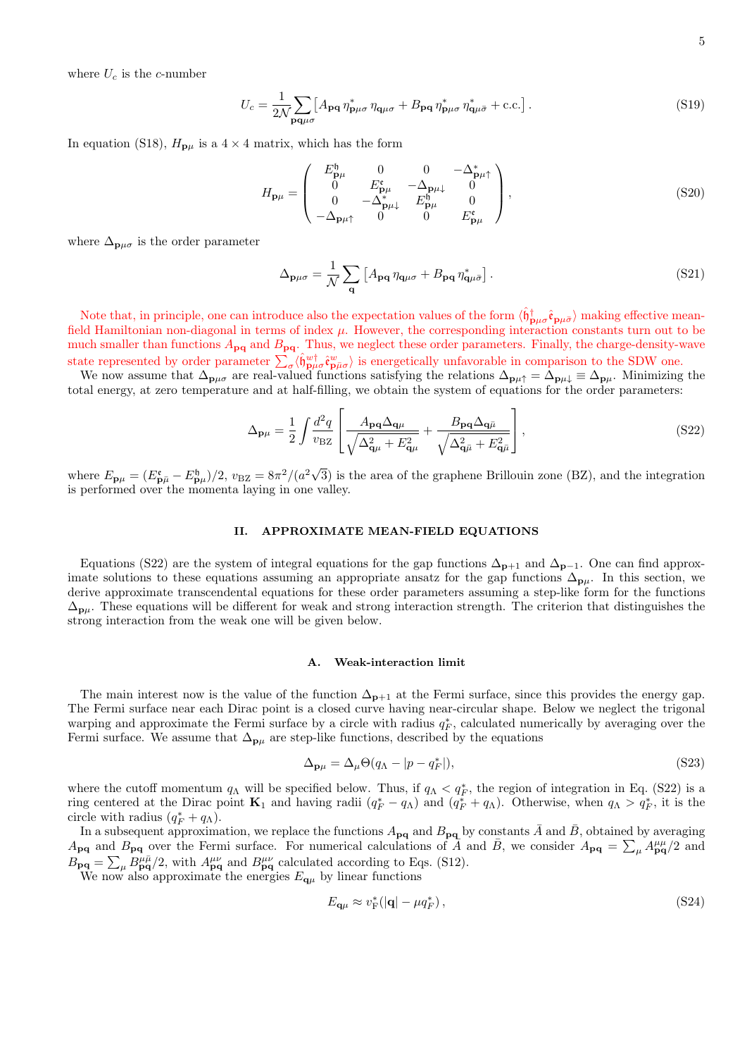where $U_c$ is the $c$-number

$$U_c = \frac{1}{2\mathcal{N}} \sum_{\mathbf{pq}\mu\sigma} \left[ A_{\mathbf{pq}}\, \eta^*_{\mathbf{p}\mu\sigma}\, \eta_{\mathbf{q}\mu\sigma} + B_{\mathbf{pq}}\, \eta^*_{\mathbf{p}\mu\sigma}\, \eta^*_{\mathbf{q}\bar{\mu}\bar{\sigma}} + \text{c.c.} \right]. \tag{S19}$$

In equation (S18), $H_{\mathbf{p}\mu}$ is a $4\times4$ matrix, which has the form

$$H_{\mathbf{p}\mu} = \begin{pmatrix} E^{\mathfrak{h}}_{\mathbf{p}\mu} & 0 & 0 & -\Delta^*_{\mathbf{p}\mu\uparrow} \\ 0 & E^{\mathfrak{e}}_{\mathbf{p}\mu} & -\Delta_{\mathbf{p}\mu\downarrow} & 0 \\ 0 & -\Delta^*_{\mathbf{p}\mu\downarrow} & E^{\mathfrak{h}}_{\mathbf{p}\mu} & 0 \\ -\Delta_{\mathbf{p}\mu\uparrow} & 0 & 0 & E^{\mathfrak{e}}_{\mathbf{p}\mu} \end{pmatrix}, \tag{S20}$$

where $\Delta_{\mathbf{p}\mu\sigma}$ is the order parameter

$$\Delta_{\mathbf{p}\mu\sigma} = \frac{1}{\mathcal{N}} \sum_{\mathbf{q}} \left[ A_{\mathbf{pq}}\, \eta_{\mathbf{q}\mu\sigma} + B_{\mathbf{pq}}\, \eta^*_{\mathbf{q}\bar{\mu}\bar{\sigma}} \right]. \tag{S21}$$

Note that, in principle, one can introduce also the expectation values of the form $\langle \hat{\mathfrak{h}}^\dagger_{\mathbf{p}\mu\sigma} \hat{\mathfrak{e}}_{\mathbf{p}\bar{\mu}\bar{\sigma}} \rangle$ making effective mean-field Hamiltonian non-diagonal in terms of index $\mu$. However, the corresponding interaction constants turn out to be much smaller than functions $A_{\mathbf{pq}}$ and $B_{\mathbf{pq}}$. Thus, we neglect these order parameters. Finally, the charge-density-wave state represented by order parameter $\sum_\sigma \langle \hat{\mathfrak{h}}^{w\dagger}_{\mathbf{p}\mu\sigma} \hat{\mathfrak{e}}^{w}_{\mathbf{p}\bar{\mu}\sigma} \rangle$ is energetically unfavorable in comparison to the SDW one.

We now assume that $\Delta_{\mathbf{p}\mu\sigma}$ are real-valued functions satisfying the relations $\Delta_{\mathbf{p}\mu\uparrow} = \Delta_{\mathbf{p}\mu\downarrow} \equiv \Delta_{\mathbf{p}\mu}$. Minimizing the total energy, at zero temperature and at half-filling, we obtain the system of equations for the order parameters:

$$\Delta_{\mathbf{p}\mu} = \frac{1}{2} \int \frac{d^2q}{v_{\text{BZ}}} \left[ \frac{A_{\mathbf{pq}} \Delta_{\mathbf{q}\mu}}{\sqrt{\Delta^2_{\mathbf{q}\mu} + E^2_{\mathbf{q}\mu}}} + \frac{B_{\mathbf{pq}} \Delta_{\mathbf{q}\bar{\mu}}}{\sqrt{\Delta^2_{\mathbf{q}\bar{\mu}} + E^2_{\mathbf{q}\bar{\mu}}}} \right], \tag{S22}$$

where $E_{\mathbf{p}\mu} = (E^{\mathfrak{e}}_{\mathbf{p}\bar{\mu}} - E^{\mathfrak{h}}_{\mathbf{p}\mu})/2$, $v_{\text{BZ}} = 8\pi^2/(a^2\sqrt{3})$ is the area of the graphene Brillouin zone (BZ), and the integration is performed over the momenta laying in one valley.

## II. APPROXIMATE MEAN-FIELD EQUATIONS

Equations (S22) are the system of integral equations for the gap functions $\Delta_{\mathbf{p}+1}$ and $\Delta_{\mathbf{p}-1}$. One can find approximate solutions to these equations assuming an appropriate ansatz for the gap functions $\Delta_{\mathbf{p}\mu}$. In this section, we derive approximate transcendental equations for these order parameters assuming a step-like form for the functions $\Delta_{\mathbf{p}\mu}$. These equations will be different for weak and strong interaction strength. The criterion that distinguishes the strong interaction from the weak one will be given below.

### A. Weak-interaction limit

The main interest now is the value of the function $\Delta_{\mathbf{p}+1}$ at the Fermi surface, since this provides the energy gap. The Fermi surface near each Dirac point is a closed curve having near-circular shape. Below we neglect the trigonal warping and approximate the Fermi surface by a circle with radius $q^*_F$, calculated numerically by averaging over the Fermi surface. We assume that $\Delta_{\mathbf{p}\mu}$ are step-like functions, described by the equations

$$\Delta_{\mathbf{p}\mu} = \Delta_\mu \Theta(q_\Lambda - |p - q^*_F|), \tag{S23}$$

where the cutoff momentum $q_\Lambda$ will be specified below. Thus, if $q_\Lambda < q^*_F$, the region of integration in Eq. (S22) is a ring centered at the Dirac point $\mathbf{K}_1$ and having radii $(q^*_F - q_\Lambda)$ and $(q^*_F + q_\Lambda)$. Otherwise, when $q_\Lambda > q^*_F$, it is the circle with radius $(q^*_F + q_\Lambda)$.

In a subsequent approximation, we replace the functions $A_{\mathbf{pq}}$ and $B_{\mathbf{pq}}$ by constants $\bar{A}$ and $\bar{B}$, obtained by averaging $A_{\mathbf{pq}}$ and $B_{\mathbf{pq}}$ over the Fermi surface. For numerical calculations of $\bar{A}$ and $\bar{B}$, we consider $A_{\mathbf{pq}} = \sum_\mu A^{\mu\mu}_{\mathbf{pq}}/2$ and $B_{\mathbf{pq}} = \sum_\mu B^{\mu\bar{\mu}}_{\mathbf{pq}}/2$, with $A^{\mu\nu}_{\mathbf{pq}}$ and $B^{\mu\nu}_{\mathbf{pq}}$ calculated according to Eqs. (S12).

We now also approximate the energies $E_{\mathbf{q}\mu}$ by linear functions

$$E_{\mathbf{q}\mu} \approx v^*_{\text{F}}(|\mathbf{q}| - \mu q^*_F), \tag{S24}$$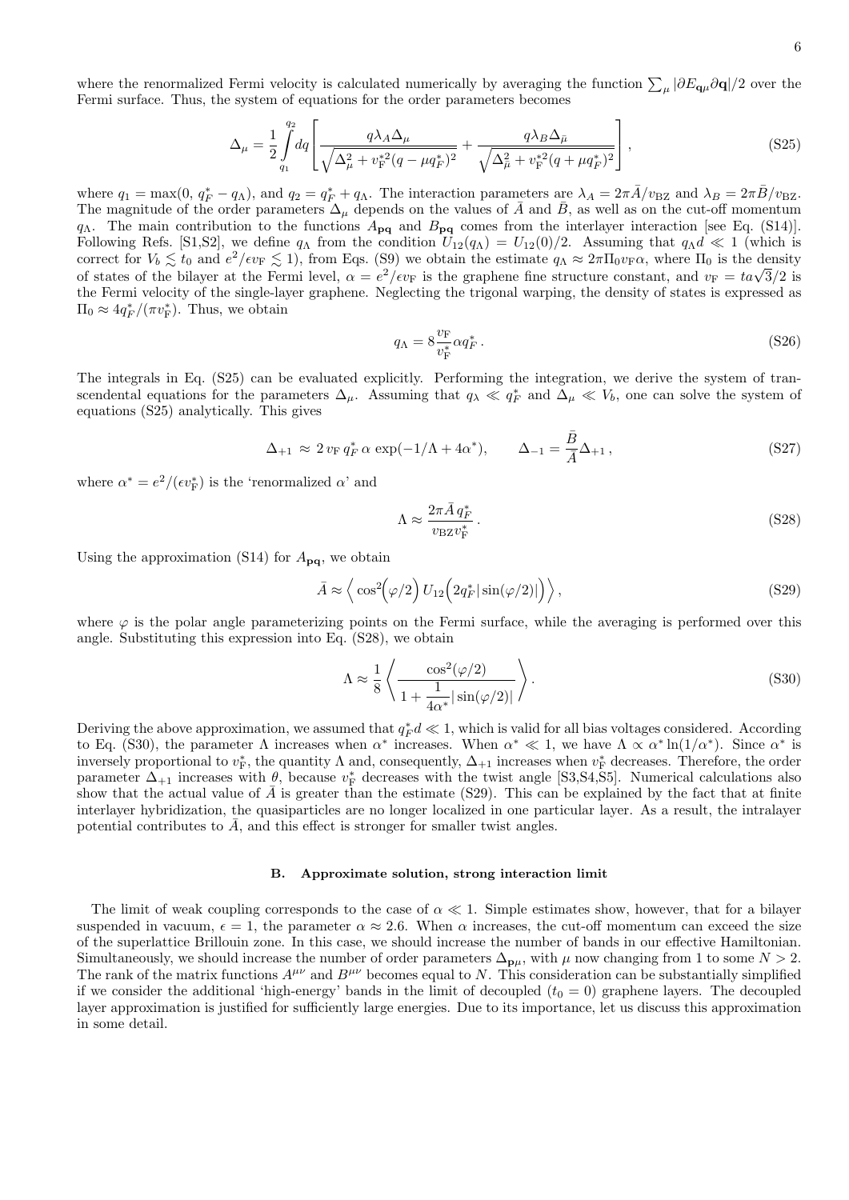where the renormalized Fermi velocity is calculated numerically by averaging the function $\sum_\mu |\partial E_{\mathbf{q}\mu}\partial \mathbf{q}|/2$ over the Fermi surface. Thus, the system of equations for the order parameters becomes

$$\Delta_\mu = \frac{1}{2}\int_{q_1}^{q_2} dq \left[\frac{q\lambda_A \Delta_\mu}{\sqrt{\Delta_\mu^2 + v_F^{*2}(q-\mu q_F^*)^2}} + \frac{q\lambda_B \Delta_{\bar{\mu}}}{\sqrt{\Delta_{\bar{\mu}}^2 + v_F^{*2}(q+\mu q_F^*)^2}}\right], \tag{S25}$$

where $q_1 = \max(0,\, q_F^* - q_\Lambda)$, and $q_2 = q_F^* + q_\Lambda$. The interaction parameters are $\lambda_A = 2\pi\bar{A}/v_{\rm BZ}$ and $\lambda_B = 2\pi\bar{B}/v_{\rm BZ}$. The magnitude of the order parameters $\Delta_\mu$ depends on the values of $\bar{A}$ and $\bar{B}$, as well as on the cut-off momentum $q_\Lambda$. The main contribution to the functions $A_{\mathbf{pq}}$ and $B_{\mathbf{pq}}$ comes from the interlayer interaction [see Eq. (S14)]. Following Refs. [S1,S2], we define $q_\Lambda$ from the condition $U_{12}(q_\Lambda) = U_{12}(0)/2$. Assuming that $q_\Lambda d \ll 1$ (which is correct for $V_b \lesssim t_0$ and $e^2/\epsilon v_F \lesssim 1$), from Eqs. (S9) we obtain the estimate $q_\Lambda \approx 2\pi\Pi_0 v_F \alpha$, where $\Pi_0$ is the density of states of the bilayer at the Fermi level, $\alpha = e^2/\epsilon v_F$ is the graphene fine structure constant, and $v_F = ta\sqrt{3}/2$ is the Fermi velocity of the single-layer graphene. Neglecting the trigonal warping, the density of states is expressed as $\Pi_0 \approx 4q_F^*/(\pi v_F^*)$. Thus, we obtain

$$q_\Lambda = 8\frac{v_F}{v_F^*}\alpha q_F^*. \tag{S26}$$

The integrals in Eq. (S25) can be evaluated explicitly. Performing the integration, we derive the system of transcendental equations for the parameters $\Delta_\mu$. Assuming that $q_\lambda \ll q_F^*$ and $\Delta_\mu \ll V_b$, one can solve the system of equations (S25) analytically. This gives

$$\Delta_{+1} \approx 2\, v_F\, q_F^*\, \alpha\, \exp(-1/\Lambda + 4\alpha^*), \qquad \Delta_{-1} = \frac{\bar{B}}{\bar{A}}\Delta_{+1}, \tag{S27}$$

where $\alpha^* = e^2/(\epsilon v_F^*)$ is the 'renormalized $\alpha$' and

$$\Lambda \approx \frac{2\pi\bar{A}\, q_F^*}{v_{\rm BZ} v_F^*}. \tag{S28}$$

Using the approximation (S14) for $A_{\mathbf{pq}}$, we obtain

$$\bar{A} \approx \left\langle \cos^2\!\big(\varphi/2\big)\, U_{12}\!\left(2q_F^*|\sin(\varphi/2)|\right)\right\rangle, \tag{S29}$$

where $\varphi$ is the polar angle parameterizing points on the Fermi surface, while the averaging is performed over this angle. Substituting this expression into Eq. (S28), we obtain

$$\Lambda \approx \frac{1}{8}\left\langle \frac{\cos^2(\varphi/2)}{1 + \dfrac{1}{4\alpha^*}|\sin(\varphi/2)|}\right\rangle. \tag{S30}$$

Deriving the above approximation, we assumed that $q_F^* d \ll 1$, which is valid for all bias voltages considered. According to Eq. (S30), the parameter $\Lambda$ increases when $\alpha^*$ increases. When $\alpha^* \ll 1$, we have $\Lambda \propto \alpha^* \ln(1/\alpha^*)$. Since $\alpha^*$ is inversely proportional to $v_F^*$, the quantity $\Lambda$ and, consequently, $\Delta_{+1}$ increases when $v_F^*$ decreases. Therefore, the order parameter $\Delta_{+1}$ increases with $\theta$, because $v_F^*$ decreases with the twist angle [S3,S4,S5]. Numerical calculations also show that the actual value of $\bar{A}$ is greater than the estimate (S29). This can be explained by the fact that at finite interlayer hybridization, the quasiparticles are no longer localized in one particular layer. As a result, the intralayer potential contributes to $\bar{A}$, and this effect is stronger for smaller twist angles.

### B. Approximate solution, strong interaction limit

The limit of weak coupling corresponds to the case of $\alpha \ll 1$. Simple estimates show, however, that for a bilayer suspended in vacuum, $\epsilon = 1$, the parameter $\alpha \approx 2.6$. When $\alpha$ increases, the cut-off momentum can exceed the size of the superlattice Brillouin zone. In this case, we should increase the number of bands in our effective Hamiltonian. Simultaneously, we should increase the number of order parameters $\Delta_{\mathbf{p}\mu}$, with $\mu$ now changing from 1 to some $N > 2$. The rank of the matrix functions $A^{\mu\nu}$ and $B^{\mu\nu}$ becomes equal to $N$. This consideration can be substantially simplified if we consider the additional 'high-energy' bands in the limit of decoupled ($t_0 = 0$) graphene layers. The decoupled layer approximation is justified for sufficiently large energies. Due to its importance, let us discuss this approximation in some detail.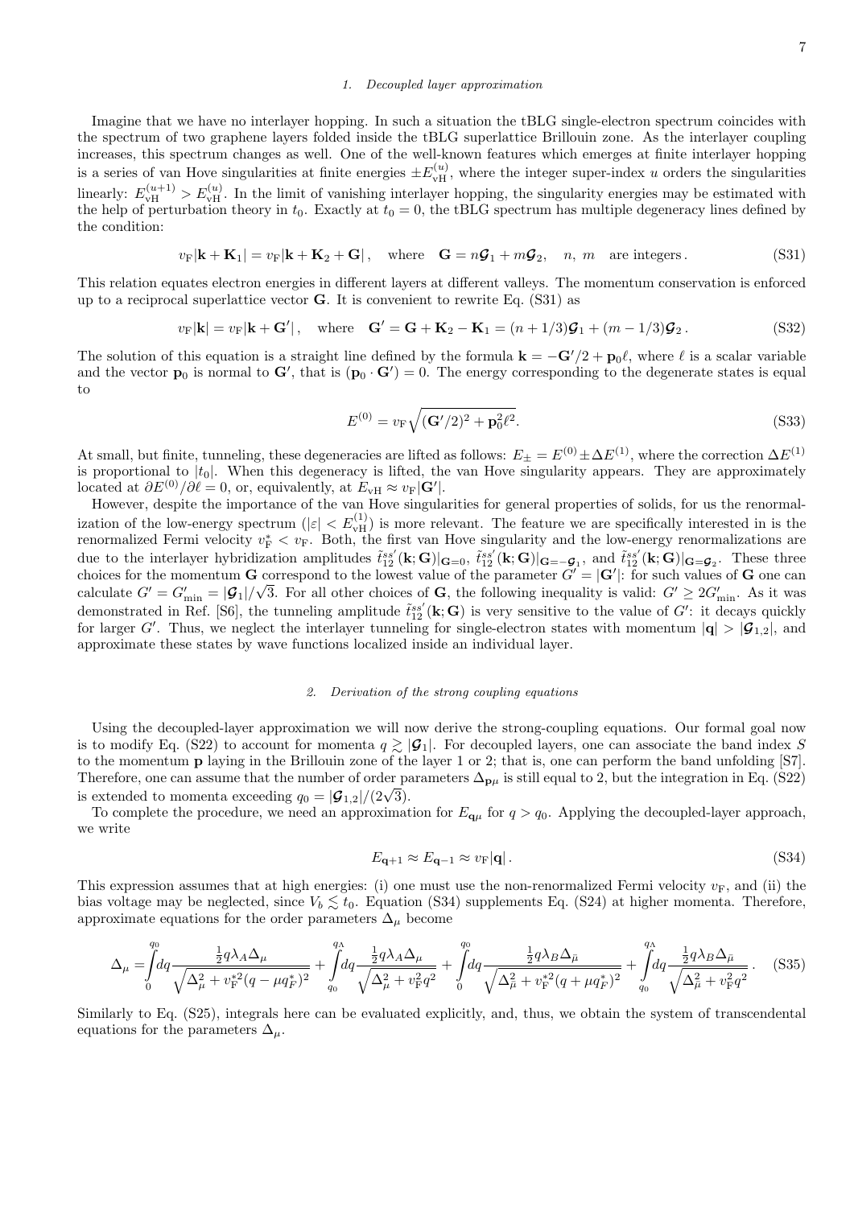### 1. Decoupled layer approximation

Imagine that we have no interlayer hopping. In such a situation the tBLG single-electron spectrum coincides with the spectrum of two graphene layers folded inside the tBLG superlattice Brillouin zone. As the interlayer coupling increases, this spectrum changes as well. One of the well-known features which emerges at finite interlayer hopping is a series of van Hove singularities at finite energies $\pm E_{\rm vH}^{(u)}$, where the integer super-index $u$ orders the singularities linearly: $E_{\rm vH}^{(u+1)} > E_{\rm vH}^{(u)}$. In the limit of vanishing interlayer hopping, the singularity energies may be estimated with the help of perturbation theory in $t_0$. Exactly at $t_0 = 0$, the tBLG spectrum has multiple degeneracy lines defined by the condition:

$$v_{\rm F}|\mathbf{k} + \mathbf{K}_1| = v_{\rm F}|\mathbf{k} + \mathbf{K}_2 + \mathbf{G}|, \quad \text{where} \quad \mathbf{G} = n\boldsymbol{\mathcal{G}}_1 + m\boldsymbol{\mathcal{G}}_2, \quad n,\ m \quad \text{are integers}. \tag{S31}$$

This relation equates electron energies in different layers at different valleys. The momentum conservation is enforced up to a reciprocal superlattice vector $\mathbf{G}$. It is convenient to rewrite Eq. (S31) as

$$v_{\rm F}|\mathbf{k}| = v_{\rm F}|\mathbf{k} + \mathbf{G}'|, \quad \text{where} \quad \mathbf{G}' = \mathbf{G} + \mathbf{K}_2 - \mathbf{K}_1 = (n + 1/3)\boldsymbol{\mathcal{G}}_1 + (m - 1/3)\boldsymbol{\mathcal{G}}_2. \tag{S32}$$

The solution of this equation is a straight line defined by the formula $\mathbf{k} = -\mathbf{G}'/2 + \mathbf{p}_0\ell$, where $\ell$ is a scalar variable and the vector $\mathbf{p}_0$ is normal to $\mathbf{G}'$, that is $(\mathbf{p}_0 \cdot \mathbf{G}') = 0$. The energy corresponding to the degenerate states is equal to

$$E^{(0)} = v_{\rm F}\sqrt{(\mathbf{G}'/2)^2 + \mathbf{p}_0^2\ell^2}. \tag{S33}$$

At small, but finite, tunneling, these degeneracies are lifted as follows: $E_\pm = E^{(0)} \pm \Delta E^{(1)}$, where the correction $\Delta E^{(1)}$ is proportional to $|t_0|$. When this degeneracy is lifted, the van Hove singularity appears. They are approximately located at $\partial E^{(0)}/\partial \ell = 0$, or, equivalently, at $E_{\rm vH} \approx v_{\rm F}|\mathbf{G}'|$.

However, despite the importance of the van Hove singularities for general properties of solids, for us the renormalization of the low-energy spectrum ($|\varepsilon| < E_{\rm vH}^{(1)}$) is more relevant. The feature we are specifically interested in is the renormalized Fermi velocity $v_{\rm F}^* < v_{\rm F}$. Both, the first van Hove singularity and the low-energy renormalizations are due to the interlayer hybridization amplitudes $\tilde{t}_{12}^{ss'}(\mathbf{k};\mathbf{G})|_{\mathbf{G}=0}$, $\tilde{t}_{12}^{ss'}(\mathbf{k};\mathbf{G})|_{\mathbf{G}=-\boldsymbol{\mathcal{G}}_1}$, and $\tilde{t}_{12}^{ss'}(\mathbf{k};\mathbf{G})|_{\mathbf{G}=\boldsymbol{\mathcal{G}}_2}$. These three choices for the momentum $\mathbf{G}$ correspond to the lowest value of the parameter $G' = |\mathbf{G}'|$: for such values of $\mathbf{G}$ one can calculate $G' = G'_{\min} = |\boldsymbol{\mathcal{G}}_1|/\sqrt{3}$. For all other choices of $\mathbf{G}$, the following inequality is valid: $G' \geq 2G'_{\min}$. As it was demonstrated in Ref. [S6], the tunneling amplitude $\tilde{t}_{12}^{ss'}(\mathbf{k};\mathbf{G})$ is very sensitive to the value of $G'$: it decays quickly for larger $G'$. Thus, we neglect the interlayer tunneling for single-electron states with momentum $|\mathbf{q}| > |\boldsymbol{\mathcal{G}}_{1,2}|$, and approximate these states by wave functions localized inside an individual layer.

### 2. Derivation of the strong coupling equations

Using the decoupled-layer approximation we will now derive the strong-coupling equations. Our formal goal now is to modify Eq. (S22) to account for momenta $q \gtrsim |\boldsymbol{\mathcal{G}}_1|$. For decoupled layers, one can associate the band index $S$ to the momentum $\mathbf{p}$ laying in the Brillouin zone of the layer 1 or 2; that is, one can perform the band unfolding [S7]. Therefore, one can assume that the number of order parameters $\Delta_{\mathbf{p}\mu}$ is still equal to 2, but the integration in Eq. (S22) is extended to momenta exceeding $q_0 = |\boldsymbol{\mathcal{G}}_{1,2}|/(2\sqrt{3})$.

To complete the procedure, we need an approximation for $E_{\mathbf{q}\mu}$ for $q > q_0$. Applying the decoupled-layer approach, we write

$$E_{\mathbf{q}+1} \approx E_{\mathbf{q}-1} \approx v_{\rm F}|\mathbf{q}|. \tag{S34}$$

This expression assumes that at high energies: (i) one must use the non-renormalized Fermi velocity $v_{\rm F}$, and (ii) the bias voltage may be neglected, since $V_b \lesssim t_0$. Equation (S34) supplements Eq. (S24) at higher momenta. Therefore, approximate equations for the order parameters $\Delta_\mu$ become

$$\Delta_\mu = \int_0^{q_0} dq \frac{\frac{1}{2}q\lambda_A\Delta_\mu}{\sqrt{\Delta_\mu^2 + v_{\rm F}^{*2}(q - \mu q_F^*)^2}} + \int_{q_0}^{q_\Lambda} dq \frac{\frac{1}{2}q\lambda_A\Delta_\mu}{\sqrt{\Delta_\mu^2 + v_{\rm F}^2 q^2}} + \int_0^{q_0} dq \frac{\frac{1}{2}q\lambda_B\Delta_{\bar{\mu}}}{\sqrt{\Delta_{\bar{\mu}}^2 + v_{\rm F}^{*2}(q + \mu q_F^*)^2}} + \int_{q_0}^{q_\Lambda} dq \frac{\frac{1}{2}q\lambda_B\Delta_{\bar{\mu}}}{\sqrt{\Delta_{\bar{\mu}}^2 + v_{\rm F}^2 q^2}}. \tag{S35}$$

Similarly to Eq. (S25), integrals here can be evaluated explicitly, and, thus, we obtain the system of transcendental equations for the parameters $\Delta_\mu$.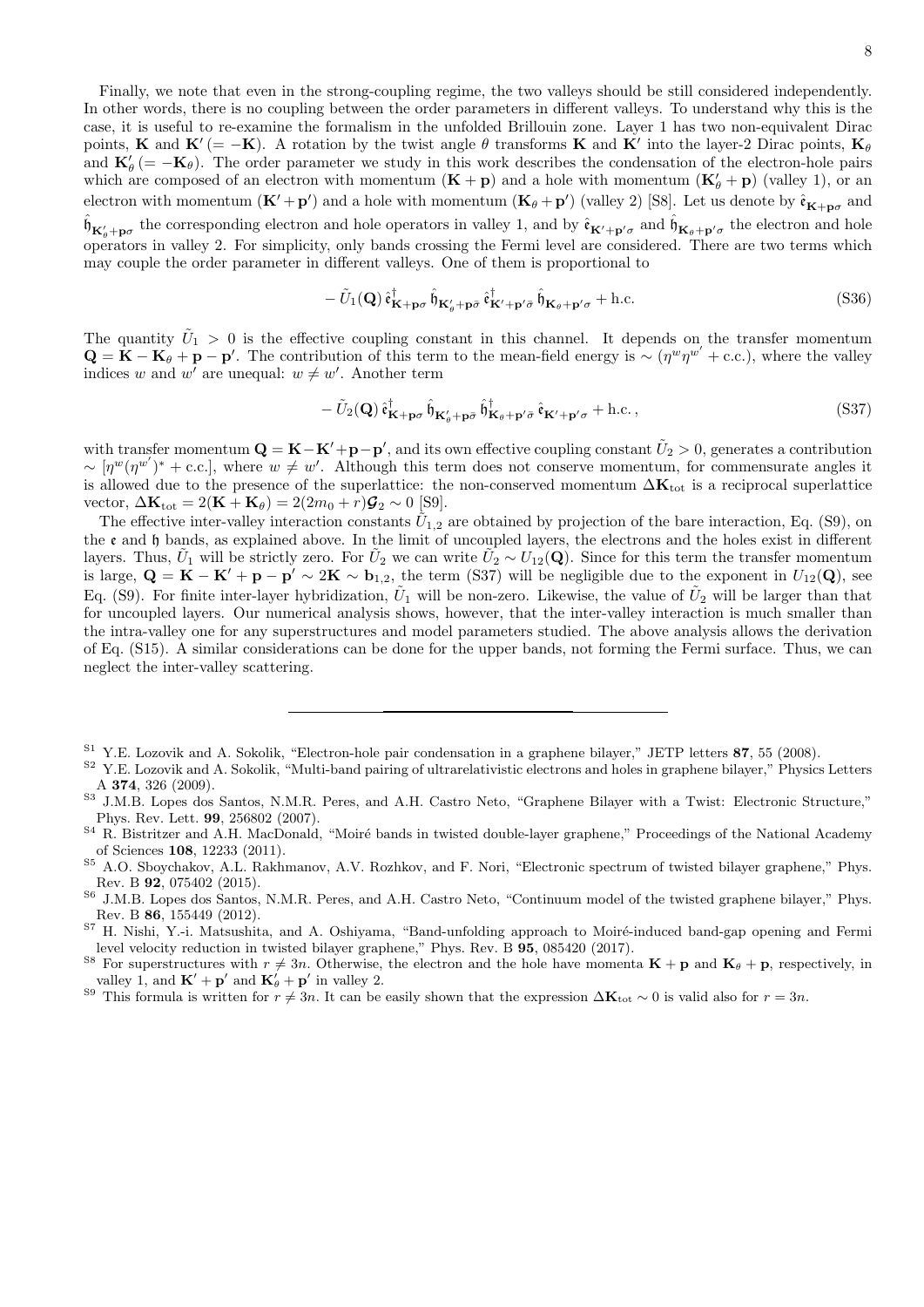Finally, we note that even in the strong-coupling regime, the two valleys should be still considered independently. In other words, there is no coupling between the order parameters in different valleys. To understand why this is the case, it is useful to re-examine the formalism in the unfolded Brillouin zone. Layer 1 has two non-equivalent Dirac points, $\mathbf{K}$ and $\mathbf{K}'(=-\mathbf{K})$. A rotation by the twist angle $\theta$ transforms $\mathbf{K}$ and $\mathbf{K}'$ into the layer-2 Dirac points, $\mathbf{K}_\theta$ and $\mathbf{K}'_\theta(=-\mathbf{K}_\theta)$. The order parameter we study in this work describes the condensation of the electron-hole pairs which are composed of an electron with momentum $(\mathbf{K}+\mathbf{p})$ and a hole with momentum $(\mathbf{K}'_\theta+\mathbf{p})$ (valley 1), or an electron with momentum $(\mathbf{K}'+\mathbf{p}')$ and a hole with momentum $(\mathbf{K}_\theta+\mathbf{p}')$ (valley 2) [S8]. Let us denote by $\hat{\mathfrak{e}}_{\mathbf{K}+\mathbf{p}\sigma}$ and $\hat{\mathfrak{h}}_{\mathbf{K}'_\theta+\mathbf{p}\sigma}$ the corresponding electron and hole operators in valley 1, and by $\hat{\mathfrak{e}}_{\mathbf{K}'+\mathbf{p}'\sigma}$ and $\hat{\mathfrak{h}}_{\mathbf{K}_\theta+\mathbf{p}'\sigma}$ the electron and hole operators in valley 2. For simplicity, only bands crossing the Fermi level are considered. There are two terms which may couple the order parameter in different valleys. One of them is proportional to

$$-\tilde{U}_1(\mathbf{Q})\,\hat{\mathfrak{e}}^\dagger_{\mathbf{K}+\mathbf{p}\sigma}\,\hat{\mathfrak{h}}_{\mathbf{K}'_\theta+\mathbf{p}\bar{\sigma}}\,\hat{\mathfrak{e}}^\dagger_{\mathbf{K}'+\mathbf{p}'\bar{\sigma}}\,\hat{\mathfrak{h}}_{\mathbf{K}_\theta+\mathbf{p}'\sigma}+\text{h.c.} \tag{S36}$$

The quantity $\tilde{U}_1>0$ is the effective coupling constant in this channel. It depends on the transfer momentum $\mathbf{Q}=\mathbf{K}-\mathbf{K}_\theta+\mathbf{p}-\mathbf{p}'$. The contribution of this term to the mean-field energy is $\sim(\eta^w\eta^{w'}+\text{c.c.})$, where the valley indices $w$ and $w'$ are unequal: $w\neq w'$. Another term

$$-\tilde{U}_2(\mathbf{Q})\,\hat{\mathfrak{e}}^\dagger_{\mathbf{K}+\mathbf{p}\sigma}\,\hat{\mathfrak{h}}_{\mathbf{K}'_\theta+\mathbf{p}\bar{\sigma}}\,\hat{\mathfrak{h}}^\dagger_{\mathbf{K}_\theta+\mathbf{p}'\bar{\sigma}}\,\hat{\mathfrak{e}}_{\mathbf{K}'+\mathbf{p}'\sigma}+\text{h.c.}, \tag{S37}$$

with transfer momentum $\mathbf{Q}=\mathbf{K}-\mathbf{K}'+\mathbf{p}-\mathbf{p}'$, and its own effective coupling constant $\tilde{U}_2>0$, generates a contribution $\sim[\eta^w(\eta^{w'})^*+\text{c.c.}]$, where $w\neq w'$. Although this term does not conserve momentum, for commensurate angles it is allowed due to the presence of the superlattice: the non-conserved momentum $\Delta\mathbf{K}_{\text{tot}}$ is a reciprocal superlattice vector, $\Delta\mathbf{K}_{\text{tot}}=2(\mathbf{K}+\mathbf{K}_\theta)=2(2m_0+r)\boldsymbol{\mathcal{G}}_2\sim 0$ [S9].

The effective inter-valley interaction constants $\tilde{U}_{1,2}$ are obtained by projection of the bare interaction, Eq. (S9), on the $\mathfrak{e}$ and $\mathfrak{h}$ bands, as explained above. In the limit of uncoupled layers, the electrons and the holes exist in different layers. Thus, $\tilde{U}_1$ will be strictly zero. For $\tilde{U}_2$ we can write $\tilde{U}_2\sim U_{12}(\mathbf{Q})$. Since for this term the transfer momentum is large, $\mathbf{Q}=\mathbf{K}-\mathbf{K}'+\mathbf{p}-\mathbf{p}'\sim 2\mathbf{K}\sim\mathbf{b}_{1,2}$, the term (S37) will be negligible due to the exponent in $U_{12}(\mathbf{Q})$, see Eq. (S9). For finite inter-layer hybridization, $\tilde{U}_1$ will be non-zero. Likewise, the value of $\tilde{U}_2$ will be larger than that for uncoupled layers. Our numerical analysis shows, however, that the inter-valley interaction is much smaller than the intra-valley one for any superstructures and model parameters studied. The above analysis allows the derivation of Eq. (S15). A similar considerations can be done for the upper bands, not forming the Fermi surface. Thus, we can neglect the inter-valley scattering.

---

[S1] Y.E. Lozovik and A. Sokolik, "Electron-hole pair condensation in a graphene bilayer," JETP letters **87**, 55 (2008).

[S2] Y.E. Lozovik and A. Sokolik, "Multi-band pairing of ultrarelativistic electrons and holes in graphene bilayer," Physics Letters A **374**, 326 (2009).

[S3] J.M.B. Lopes dos Santos, N.M.R. Peres, and A.H. Castro Neto, "Graphene Bilayer with a Twist: Electronic Structure," Phys. Rev. Lett. **99**, 256802 (2007).

[S4] R. Bistritzer and A.H. MacDonald, "Moiré bands in twisted double-layer graphene," Proceedings of the National Academy of Sciences **108**, 12233 (2011).

[S5] A.O. Sboychakov, A.L. Rakhmanov, A.V. Rozhkov, and F. Nori, "Electronic spectrum of twisted bilayer graphene," Phys. Rev. B **92**, 075402 (2015).

[S6] J.M.B. Lopes dos Santos, N.M.R. Peres, and A.H. Castro Neto, "Continuum model of the twisted graphene bilayer," Phys. Rev. B **86**, 155449 (2012).

[S7] H. Nishi, Y.-i. Matsushita, and A. Oshiyama, "Band-unfolding approach to Moiré-induced band-gap opening and Fermi level velocity reduction in twisted bilayer graphene," Phys. Rev. B **95**, 085420 (2017).

[S8] For superstructures with $r\neq 3n$. Otherwise, the electron and the hole have momenta $\mathbf{K}+\mathbf{p}$ and $\mathbf{K}_\theta+\mathbf{p}$, respectively, in valley 1, and $\mathbf{K}'+\mathbf{p}'$ and $\mathbf{K}'_\theta+\mathbf{p}'$ in valley 2.

[S9] This formula is written for $r\neq 3n$. It can be easily shown that the expression $\Delta\mathbf{K}_{\text{tot}}\sim 0$ is valid also for $r=3n$.